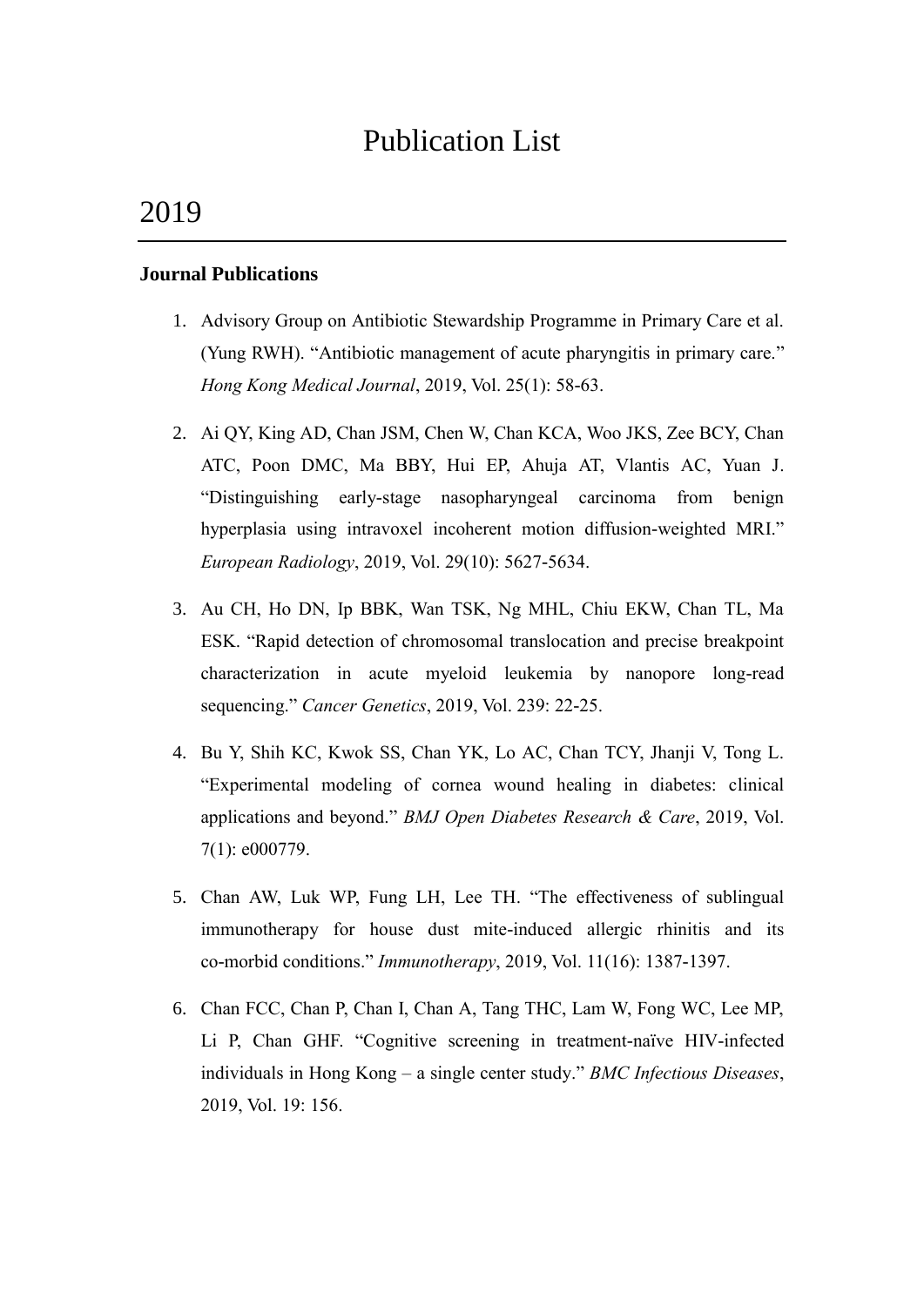# Publication List

## 2019

### Journal Publications

1. Advisory Group on Antibiotic Stewardship Programme in Primary Care et al. (Yung RWH). "Antibiotic management of acute pharyngitis in primary care." *Hong Kong Medical Journal*, 2019, Vol. 25(1): 58-63.

2. Ai QY, King AD, Chan JSM, Chen W, Chan KCA, Woo JKS, Zee BCY, Chan ATC, Poon DMC, Ma BBY, Hui EP, Ahuja AT, Vlantis AC, Yuan J. "Distinguishing early-stage nasopharyngeal carcinoma from benign hyperplasia using intravoxel incoherent motion diffusion-weighted MRI." *European Radiology*, 2019, Vol. 29(10): 5627-5634.

3. Au CH, Ho DN, Ip BBK, Wan TSK, Ng MHL, Chiu EKW, Chan TL, Ma ESK. "Rapid detection of chromosomal translocation and precise breakpoint characterization in acute myeloid leukemia by nanopore long-read sequencing." *Cancer Genetics*, 2019, Vol. 239: 22-25.

4. Bu Y, Shih KC, Kwok SS, Chan YK, Lo AC, Chan TCY, Jhanji V, Tong L. "Experimental modeling of cornea wound healing in diabetes: clinical applications and beyond." *BMJ Open Diabetes Research & Care*, 2019, Vol. 7(1): e000779.

5. Chan AW, Luk WP, Fung LH, Lee TH. "The effectiveness of sublingual immunotherapy for house dust mite-induced allergic rhinitis and its co-morbid conditions." *Immunotherapy*, 2019, Vol. 11(16): 1387-1397.

6. Chan FCC, Chan P, Chan I, Chan A, Tang THC, Lam W, Fong WC, Lee MP, Li P, Chan GHF. "Cognitive screening in treatment-naïve HIV-infected individuals in Hong Kong – a single center study." *BMC Infectious Diseases*, 2019, Vol. 19: 156.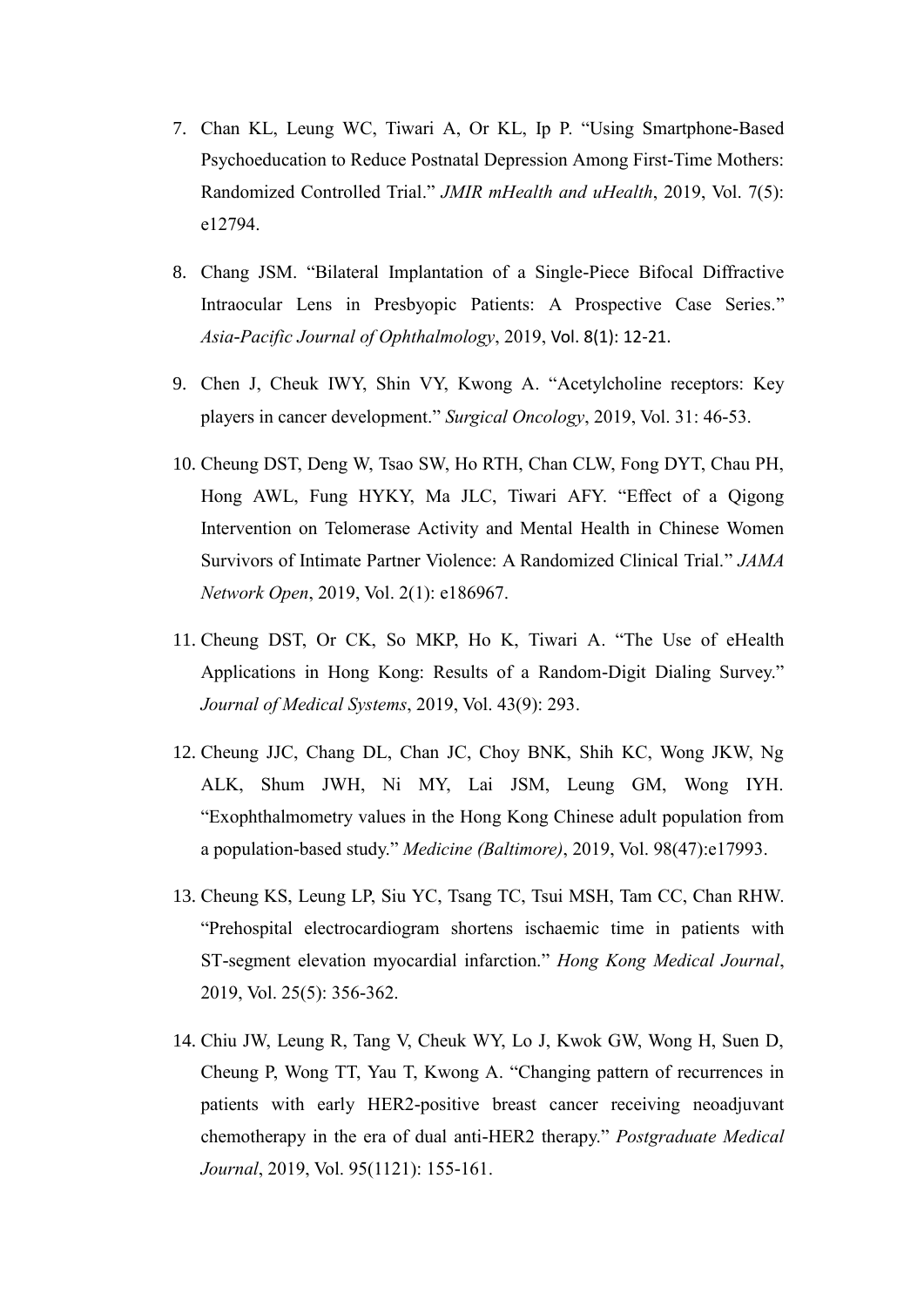7. Chan KL, Leung WC, Tiwari A, Or KL, Ip P. “Using Smartphone-Based Psychoeducation to Reduce Postnatal Depression Among First-Time Mothers: Randomized Controlled Trial.” *JMIR mHealth and uHealth*, 2019, Vol. 7(5): e12794.

8. Chang JSM. “Bilateral Implantation of a Single-Piece Bifocal Diffractive Intraocular Lens in Presbyopic Patients: A Prospective Case Series.” *Asia-Pacific Journal of Ophthalmology*, 2019, Vol. 8(1): 12-21.

9. Chen J, Cheuk IWY, Shin VY, Kwong A. “Acetylcholine receptors: Key players in cancer development.” *Surgical Oncology*, 2019, Vol. 31: 46-53.

10. Cheung DST, Deng W, Tsao SW, Ho RTH, Chan CLW, Fong DYT, Chau PH, Hong AWL, Fung HYKY, Ma JLC, Tiwari AFY. “Effect of a Qigong Intervention on Telomerase Activity and Mental Health in Chinese Women Survivors of Intimate Partner Violence: A Randomized Clinical Trial.” *JAMA Network Open*, 2019, Vol. 2(1): e186967.

11. Cheung DST, Or CK, So MKP, Ho K, Tiwari A. “The Use of eHealth Applications in Hong Kong: Results of a Random-Digit Dialing Survey.” *Journal of Medical Systems*, 2019, Vol. 43(9): 293.

12. Cheung JJC, Chang DL, Chan JC, Choy BNK, Shih KC, Wong JKW, Ng ALK, Shum JWH, Ni MY, Lai JSM, Leung GM, Wong IYH. “Exophthalmometry values in the Hong Kong Chinese adult population from a population-based study.” *Medicine (Baltimore)*, 2019, Vol. 98(47):e17993.

13. Cheung KS, Leung LP, Siu YC, Tsang TC, Tsui MSH, Tam CC, Chan RHW. “Prehospital electrocardiogram shortens ischaemic time in patients with ST-segment elevation myocardial infarction.” *Hong Kong Medical Journal*, 2019, Vol. 25(5): 356-362.

14. Chiu JW, Leung R, Tang V, Cheuk WY, Lo J, Kwok GW, Wong H, Suen D, Cheung P, Wong TT, Yau T, Kwong A. “Changing pattern of recurrences in patients with early HER2-positive breast cancer receiving neoadjuvant chemotherapy in the era of dual anti-HER2 therapy.” *Postgraduate Medical Journal*, 2019, Vol. 95(1121): 155-161.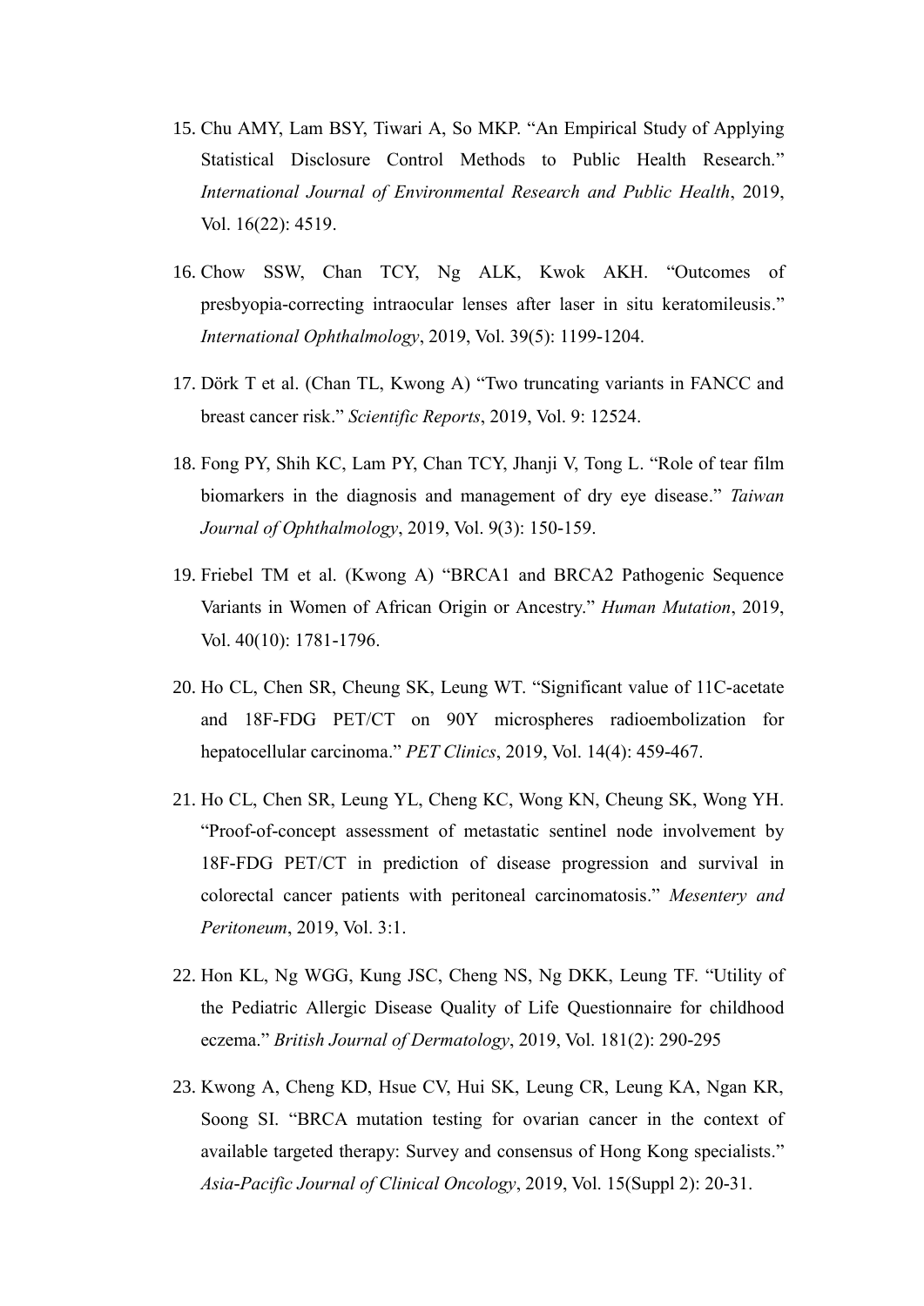15. Chu AMY, Lam BSY, Tiwari A, So MKP. "An Empirical Study of Applying Statistical Disclosure Control Methods to Public Health Research." *International Journal of Environmental Research and Public Health*, 2019, Vol. 16(22): 4519.

16. Chow SSW, Chan TCY, Ng ALK, Kwok AKH. "Outcomes of presbyopia-correcting intraocular lenses after laser in situ keratomileusis." *International Ophthalmology*, 2019, Vol. 39(5): 1199-1204.

17. Dörk T et al. (Chan TL, Kwong A) "Two truncating variants in FANCC and breast cancer risk." *Scientific Reports*, 2019, Vol. 9: 12524.

18. Fong PY, Shih KC, Lam PY, Chan TCY, Jhanji V, Tong L. "Role of tear film biomarkers in the diagnosis and management of dry eye disease." *Taiwan Journal of Ophthalmology*, 2019, Vol. 9(3): 150-159.

19. Friebel TM et al. (Kwong A) "BRCA1 and BRCA2 Pathogenic Sequence Variants in Women of African Origin or Ancestry." *Human Mutation*, 2019, Vol. 40(10): 1781-1796.

20. Ho CL, Chen SR, Cheung SK, Leung WT. "Significant value of 11C-acetate and 18F-FDG PET/CT on 90Y microspheres radioembolization for hepatocellular carcinoma." *PET Clinics*, 2019, Vol. 14(4): 459-467.

21. Ho CL, Chen SR, Leung YL, Cheng KC, Wong KN, Cheung SK, Wong YH. "Proof-of-concept assessment of metastatic sentinel node involvement by 18F-FDG PET/CT in prediction of disease progression and survival in colorectal cancer patients with peritoneal carcinomatosis." *Mesentery and Peritoneum*, 2019, Vol. 3:1.

22. Hon KL, Ng WGG, Kung JSC, Cheng NS, Ng DKK, Leung TF. "Utility of the Pediatric Allergic Disease Quality of Life Questionnaire for childhood eczema." *British Journal of Dermatology*, 2019, Vol. 181(2): 290-295

23. Kwong A, Cheng KD, Hsue CV, Hui SK, Leung CR, Leung KA, Ngan KR, Soong SI. "BRCA mutation testing for ovarian cancer in the context of available targeted therapy: Survey and consensus of Hong Kong specialists." *Asia-Pacific Journal of Clinical Oncology*, 2019, Vol. 15(Suppl 2): 20-31.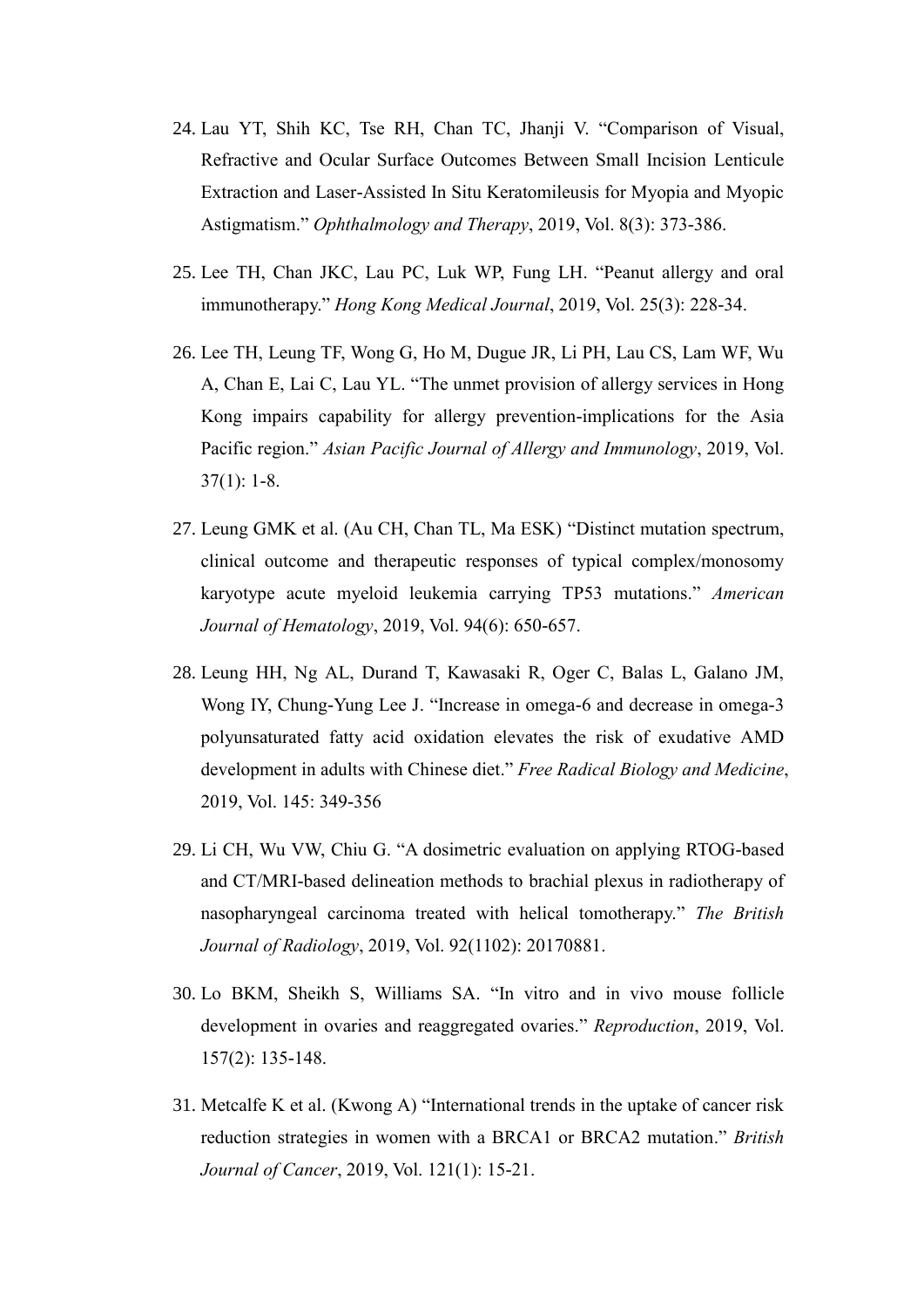24. Lau YT, Shih KC, Tse RH, Chan TC, Jhanji V. "Comparison of Visual, Refractive and Ocular Surface Outcomes Between Small Incision Lenticule Extraction and Laser-Assisted In Situ Keratomileusis for Myopia and Myopic Astigmatism." *Ophthalmology and Therapy*, 2019, Vol. 8(3): 373-386.

25. Lee TH, Chan JKC, Lau PC, Luk WP, Fung LH. "Peanut allergy and oral immunotherapy." *Hong Kong Medical Journal*, 2019, Vol. 25(3): 228-34.

26. Lee TH, Leung TF, Wong G, Ho M, Dugue JR, Li PH, Lau CS, Lam WF, Wu A, Chan E, Lai C, Lau YL. "The unmet provision of allergy services in Hong Kong impairs capability for allergy prevention-implications for the Asia Pacific region." *Asian Pacific Journal of Allergy and Immunology*, 2019, Vol. 37(1): 1-8.

27. Leung GMK et al. (Au CH, Chan TL, Ma ESK) "Distinct mutation spectrum, clinical outcome and therapeutic responses of typical complex/monosomy karyotype acute myeloid leukemia carrying TP53 mutations." *American Journal of Hematology*, 2019, Vol. 94(6): 650-657.

28. Leung HH, Ng AL, Durand T, Kawasaki R, Oger C, Balas L, Galano JM, Wong IY, Chung-Yung Lee J. "Increase in omega-6 and decrease in omega-3 polyunsaturated fatty acid oxidation elevates the risk of exudative AMD development in adults with Chinese diet." *Free Radical Biology and Medicine*, 2019, Vol. 145: 349-356

29. Li CH, Wu VW, Chiu G. "A dosimetric evaluation on applying RTOG-based and CT/MRI-based delineation methods to brachial plexus in radiotherapy of nasopharyngeal carcinoma treated with helical tomotherapy." *The British Journal of Radiology*, 2019, Vol. 92(1102): 20170881.

30. Lo BKM, Sheikh S, Williams SA. "In vitro and in vivo mouse follicle development in ovaries and reaggregated ovaries." *Reproduction*, 2019, Vol. 157(2): 135-148.

31. Metcalfe K et al. (Kwong A) "International trends in the uptake of cancer risk reduction strategies in women with a BRCA1 or BRCA2 mutation." *British Journal of Cancer*, 2019, Vol. 121(1): 15-21.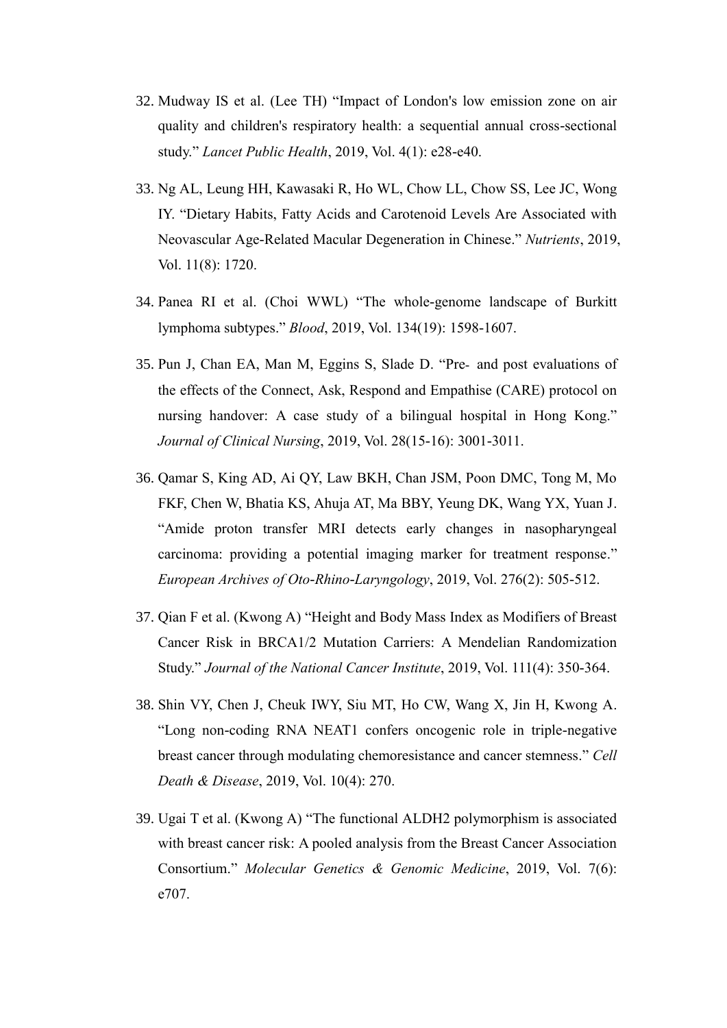32. Mudway IS et al. (Lee TH) "Impact of London's low emission zone on air quality and children's respiratory health: a sequential annual cross-sectional study." *Lancet Public Health*, 2019, Vol. 4(1): e28-e40.

33. Ng AL, Leung HH, Kawasaki R, Ho WL, Chow LL, Chow SS, Lee JC, Wong IY. "Dietary Habits, Fatty Acids and Carotenoid Levels Are Associated with Neovascular Age-Related Macular Degeneration in Chinese." *Nutrients*, 2019, Vol. 11(8): 1720.

34. Panea RI et al. (Choi WWL) "The whole-genome landscape of Burkitt lymphoma subtypes." *Blood*, 2019, Vol. 134(19): 1598-1607.

35. Pun J, Chan EA, Man M, Eggins S, Slade D. "Pre- and post evaluations of the effects of the Connect, Ask, Respond and Empathise (CARE) protocol on nursing handover: A case study of a bilingual hospital in Hong Kong." *Journal of Clinical Nursing*, 2019, Vol. 28(15-16): 3001-3011.

36. Qamar S, King AD, Ai QY, Law BKH, Chan JSM, Poon DMC, Tong M, Mo FKF, Chen W, Bhatia KS, Ahuja AT, Ma BBY, Yeung DK, Wang YX, Yuan J. "Amide proton transfer MRI detects early changes in nasopharyngeal carcinoma: providing a potential imaging marker for treatment response." *European Archives of Oto-Rhino-Laryngology*, 2019, Vol. 276(2): 505-512.

37. Qian F et al. (Kwong A) "Height and Body Mass Index as Modifiers of Breast Cancer Risk in BRCA1/2 Mutation Carriers: A Mendelian Randomization Study." *Journal of the National Cancer Institute*, 2019, Vol. 111(4): 350-364.

38. Shin VY, Chen J, Cheuk IWY, Siu MT, Ho CW, Wang X, Jin H, Kwong A. "Long non-coding RNA NEAT1 confers oncogenic role in triple-negative breast cancer through modulating chemoresistance and cancer stemness." *Cell Death & Disease*, 2019, Vol. 10(4): 270.

39. Ugai T et al. (Kwong A) "The functional ALDH2 polymorphism is associated with breast cancer risk: A pooled analysis from the Breast Cancer Association Consortium." *Molecular Genetics & Genomic Medicine*, 2019, Vol. 7(6): e707.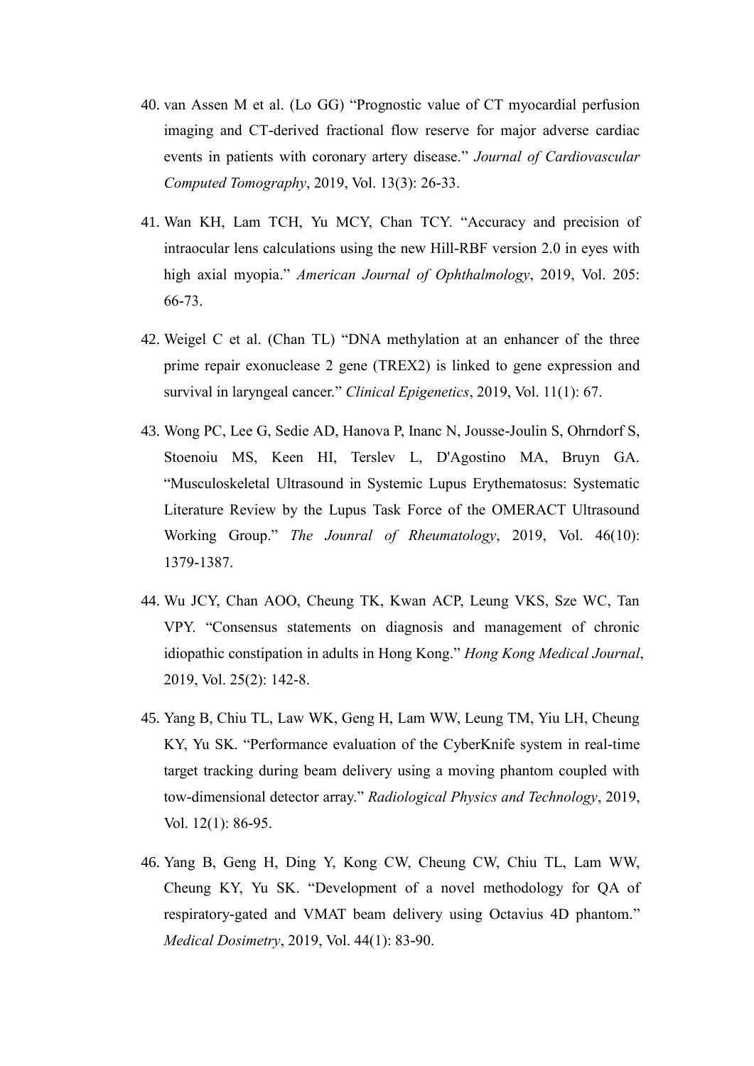40. van Assen M et al. (Lo GG) "Prognostic value of CT myocardial perfusion imaging and CT-derived fractional flow reserve for major adverse cardiac events in patients with coronary artery disease." *Journal of Cardiovascular Computed Tomography*, 2019, Vol. 13(3): 26-33.

41. Wan KH, Lam TCH, Yu MCY, Chan TCY. "Accuracy and precision of intraocular lens calculations using the new Hill-RBF version 2.0 in eyes with high axial myopia." *American Journal of Ophthalmology*, 2019, Vol. 205: 66-73.

42. Weigel C et al. (Chan TL) "DNA methylation at an enhancer of the three prime repair exonuclease 2 gene (TREX2) is linked to gene expression and survival in laryngeal cancer." *Clinical Epigenetics*, 2019, Vol. 11(1): 67.

43. Wong PC, Lee G, Sedie AD, Hanova P, Inanc N, Jousse-Joulin S, Ohrndorf S, Stoenoiu MS, Keen HI, Terslev L, D'Agostino MA, Bruyn GA. "Musculoskeletal Ultrasound in Systemic Lupus Erythematosus: Systematic Literature Review by the Lupus Task Force of the OMERACT Ultrasound Working Group." *The Jounral of Rheumatology*, 2019, Vol. 46(10): 1379-1387.

44. Wu JCY, Chan AOO, Cheung TK, Kwan ACP, Leung VKS, Sze WC, Tan VPY. "Consensus statements on diagnosis and management of chronic idiopathic constipation in adults in Hong Kong." *Hong Kong Medical Journal*, 2019, Vol. 25(2): 142-8.

45. Yang B, Chiu TL, Law WK, Geng H, Lam WW, Leung TM, Yiu LH, Cheung KY, Yu SK. "Performance evaluation of the CyberKnife system in real-time target tracking during beam delivery using a moving phantom coupled with tow-dimensional detector array." *Radiological Physics and Technology*, 2019, Vol. 12(1): 86-95.

46. Yang B, Geng H, Ding Y, Kong CW, Cheung CW, Chiu TL, Lam WW, Cheung KY, Yu SK. "Development of a novel methodology for QA of respiratory-gated and VMAT beam delivery using Octavius 4D phantom." *Medical Dosimetry*, 2019, Vol. 44(1): 83-90.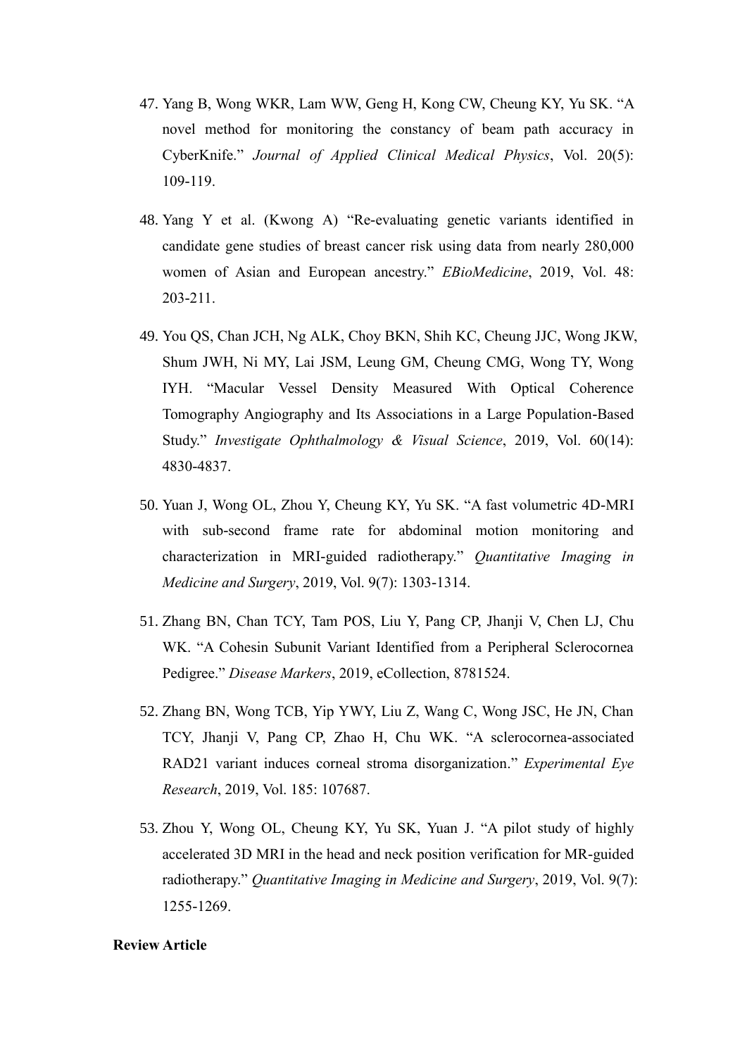47. Yang B, Wong WKR, Lam WW, Geng H, Kong CW, Cheung KY, Yu SK. "A novel method for monitoring the constancy of beam path accuracy in CyberKnife." *Journal of Applied Clinical Medical Physics*, Vol. 20(5): 109-119.

48. Yang Y et al. (Kwong A) "Re-evaluating genetic variants identified in candidate gene studies of breast cancer risk using data from nearly 280,000 women of Asian and European ancestry." *EBioMedicine*, 2019, Vol. 48: 203-211.

49. You QS, Chan JCH, Ng ALK, Choy BKN, Shih KC, Cheung JJC, Wong JKW, Shum JWH, Ni MY, Lai JSM, Leung GM, Cheung CMG, Wong TY, Wong IYH. "Macular Vessel Density Measured With Optical Coherence Tomography Angiography and Its Associations in a Large Population-Based Study." *Investigate Ophthalmology & Visual Science*, 2019, Vol. 60(14): 4830-4837.

50. Yuan J, Wong OL, Zhou Y, Cheung KY, Yu SK. "A fast volumetric 4D-MRI with sub-second frame rate for abdominal motion monitoring and characterization in MRI-guided radiotherapy." *Quantitative Imaging in Medicine and Surgery*, 2019, Vol. 9(7): 1303-1314.

51. Zhang BN, Chan TCY, Tam POS, Liu Y, Pang CP, Jhanji V, Chen LJ, Chu WK. "A Cohesin Subunit Variant Identified from a Peripheral Sclerocornea Pedigree." *Disease Markers*, 2019, eCollection, 8781524.

52. Zhang BN, Wong TCB, Yip YWY, Liu Z, Wang C, Wong JSC, He JN, Chan TCY, Jhanji V, Pang CP, Zhao H, Chu WK. "A sclerocornea-associated RAD21 variant induces corneal stroma disorganization." *Experimental Eye Research*, 2019, Vol. 185: 107687.

53. Zhou Y, Wong OL, Cheung KY, Yu SK, Yuan J. "A pilot study of highly accelerated 3D MRI in the head and neck position verification for MR-guided radiotherapy." *Quantitative Imaging in Medicine and Surgery*, 2019, Vol. 9(7): 1255-1269.

**Review Article**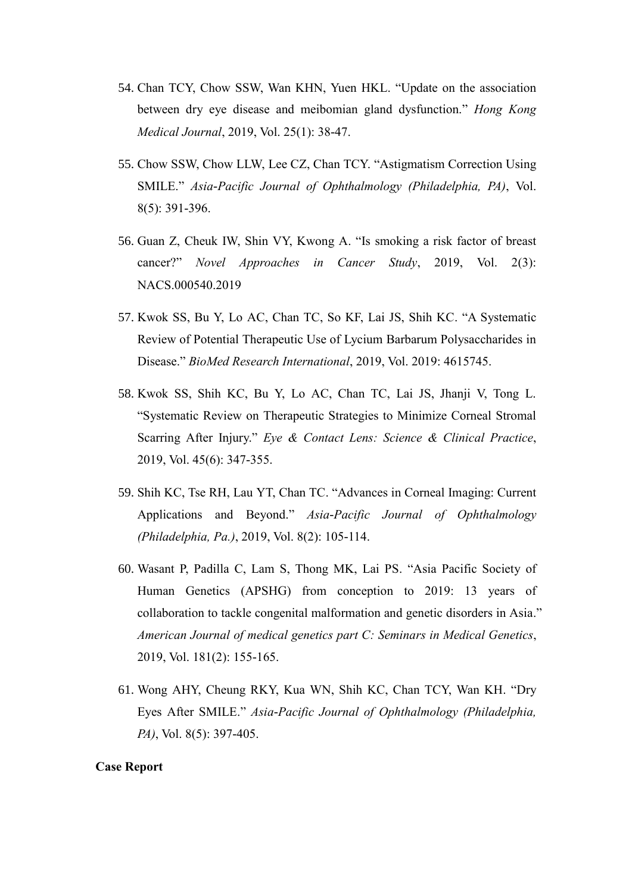54. Chan TCY, Chow SSW, Wan KHN, Yuen HKL. "Update on the association between dry eye disease and meibomian gland dysfunction." *Hong Kong Medical Journal*, 2019, Vol. 25(1): 38-47.

55. Chow SSW, Chow LLW, Lee CZ, Chan TCY. "Astigmatism Correction Using SMILE." *Asia-Pacific Journal of Ophthalmology (Philadelphia, PA)*, Vol. 8(5): 391-396.

56. Guan Z, Cheuk IW, Shin VY, Kwong A. "Is smoking a risk factor of breast cancer?" *Novel Approaches in Cancer Study*, 2019, Vol. 2(3): NACS.000540.2019

57. Kwok SS, Bu Y, Lo AC, Chan TC, So KF, Lai JS, Shih KC. "A Systematic Review of Potential Therapeutic Use of Lycium Barbarum Polysaccharides in Disease." *BioMed Research International*, 2019, Vol. 2019: 4615745.

58. Kwok SS, Shih KC, Bu Y, Lo AC, Chan TC, Lai JS, Jhanji V, Tong L. "Systematic Review on Therapeutic Strategies to Minimize Corneal Stromal Scarring After Injury." *Eye & Contact Lens: Science & Clinical Practice*, 2019, Vol. 45(6): 347-355.

59. Shih KC, Tse RH, Lau YT, Chan TC. "Advances in Corneal Imaging: Current Applications and Beyond." *Asia-Pacific Journal of Ophthalmology (Philadelphia, Pa.)*, 2019, Vol. 8(2): 105-114.

60. Wasant P, Padilla C, Lam S, Thong MK, Lai PS. "Asia Pacific Society of Human Genetics (APSHG) from conception to 2019: 13 years of collaboration to tackle congenital malformation and genetic disorders in Asia." *American Journal of medical genetics part C: Seminars in Medical Genetics*, 2019, Vol. 181(2): 155-165.

61. Wong AHY, Cheung RKY, Kua WN, Shih KC, Chan TCY, Wan KH. "Dry Eyes After SMILE." *Asia-Pacific Journal of Ophthalmology (Philadelphia, PA)*, Vol. 8(5): 397-405.

**Case Report**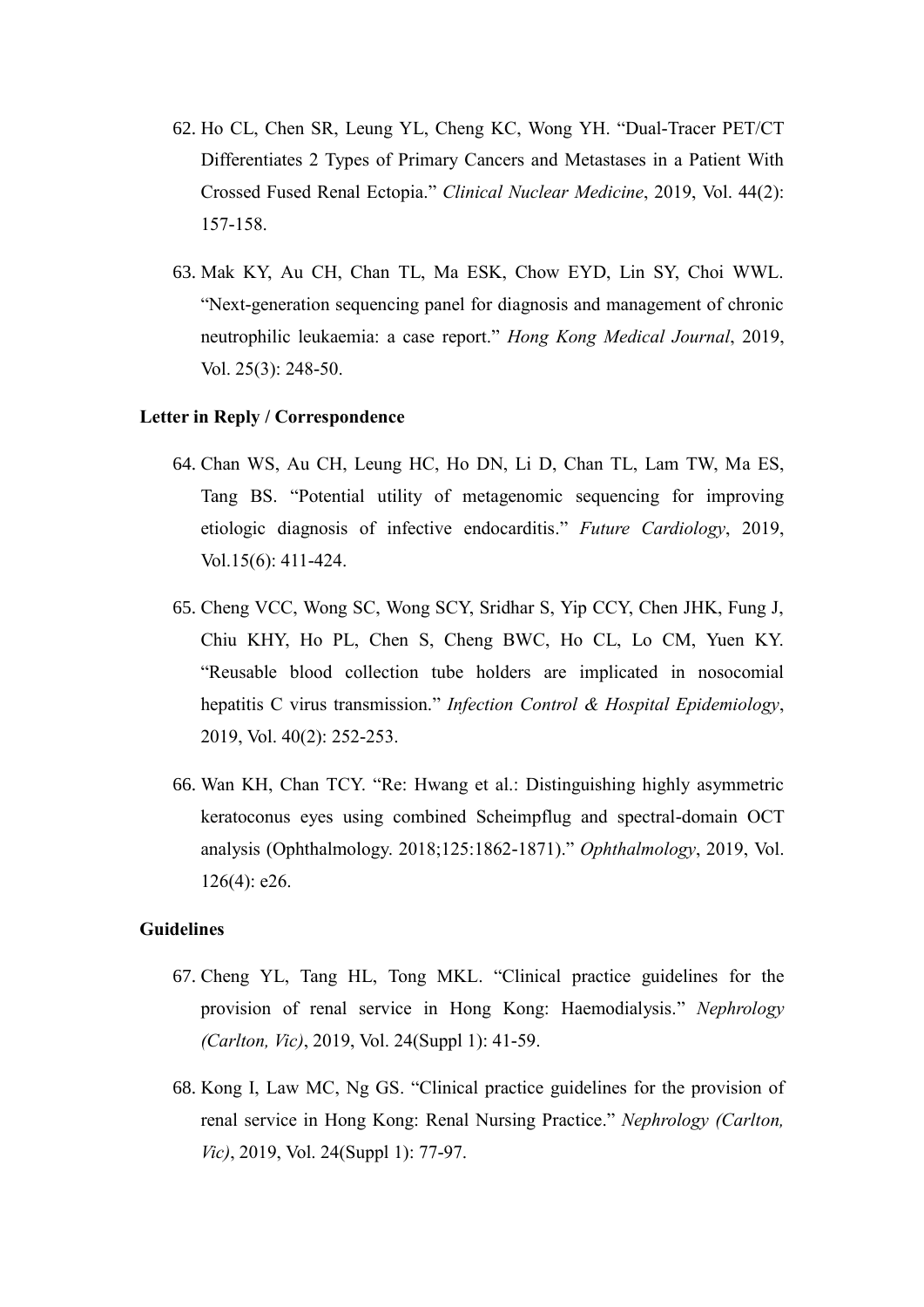62. Ho CL, Chen SR, Leung YL, Cheng KC, Wong YH. "Dual-Tracer PET/CT Differentiates 2 Types of Primary Cancers and Metastases in a Patient With Crossed Fused Renal Ectopia." *Clinical Nuclear Medicine*, 2019, Vol. 44(2): 157-158.

63. Mak KY, Au CH, Chan TL, Ma ESK, Chow EYD, Lin SY, Choi WWL. "Next-generation sequencing panel for diagnosis and management of chronic neutrophilic leukaemia: a case report." *Hong Kong Medical Journal*, 2019, Vol. 25(3): 248-50.

**Letter in Reply / Correspondence**

64. Chan WS, Au CH, Leung HC, Ho DN, Li D, Chan TL, Lam TW, Ma ES, Tang BS. "Potential utility of metagenomic sequencing for improving etiologic diagnosis of infective endocarditis." *Future Cardiology*, 2019, Vol.15(6): 411-424.

65. Cheng VCC, Wong SC, Wong SCY, Sridhar S, Yip CCY, Chen JHK, Fung J, Chiu KHY, Ho PL, Chen S, Cheng BWC, Ho CL, Lo CM, Yuen KY. "Reusable blood collection tube holders are implicated in nosocomial hepatitis C virus transmission." *Infection Control & Hospital Epidemiology*, 2019, Vol. 40(2): 252-253.

66. Wan KH, Chan TCY. "Re: Hwang et al.: Distinguishing highly asymmetric keratoconus eyes using combined Scheimpflug and spectral-domain OCT analysis (Ophthalmology. 2018;125:1862-1871)." *Ophthalmology*, 2019, Vol. 126(4): e26.

**Guidelines**

67. Cheng YL, Tang HL, Tong MKL. "Clinical practice guidelines for the provision of renal service in Hong Kong: Haemodialysis." *Nephrology (Carlton, Vic)*, 2019, Vol. 24(Suppl 1): 41-59.

68. Kong I, Law MC, Ng GS. "Clinical practice guidelines for the provision of renal service in Hong Kong: Renal Nursing Practice." *Nephrology (Carlton, Vic)*, 2019, Vol. 24(Suppl 1): 77-97.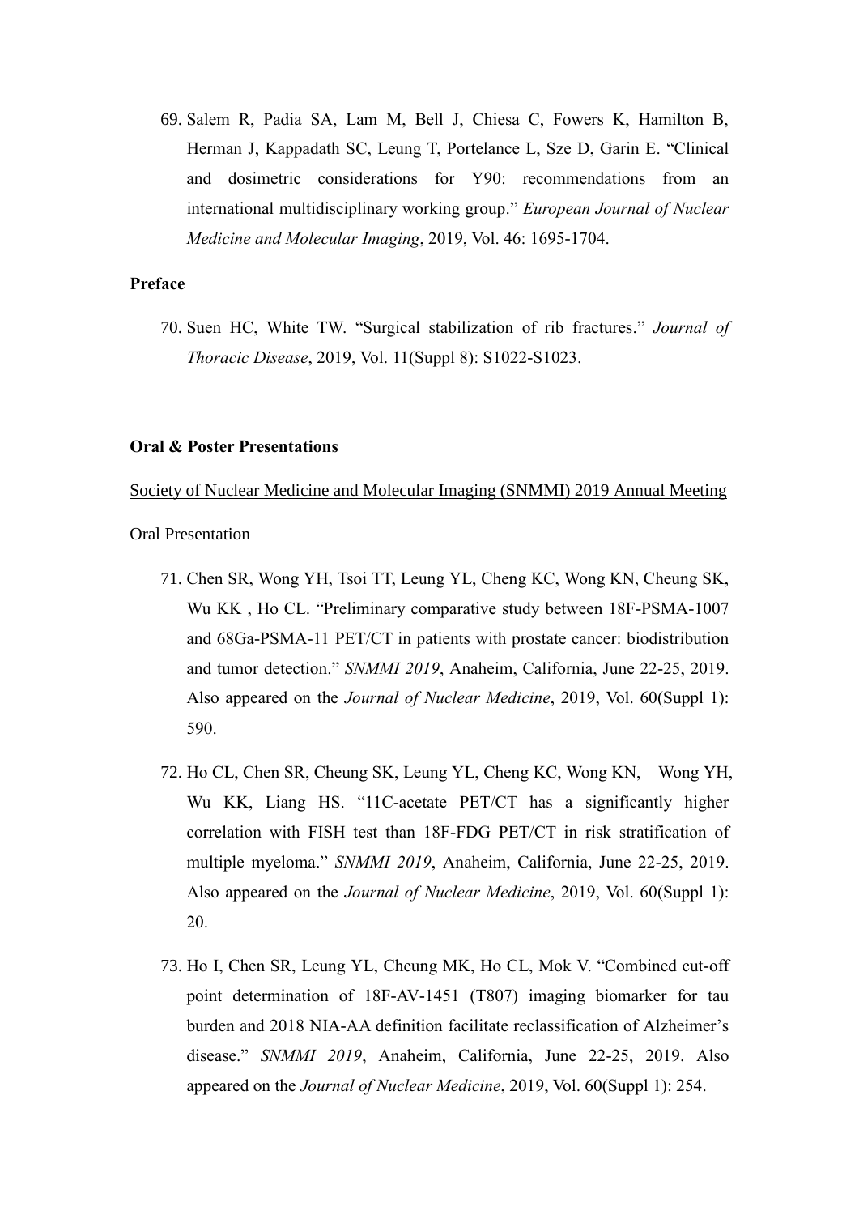69. Salem R, Padia SA, Lam M, Bell J, Chiesa C, Fowers K, Hamilton B, Herman J, Kappadath SC, Leung T, Portelance L, Sze D, Garin E. "Clinical and dosimetric considerations for Y90: recommendations from an international multidisciplinary working group." *European Journal of Nuclear Medicine and Molecular Imaging*, 2019, Vol. 46: 1695-1704.

**Preface**

70. Suen HC, White TW. "Surgical stabilization of rib fractures." *Journal of Thoracic Disease*, 2019, Vol. 11(Suppl 8): S1022-S1023.

**Oral & Poster Presentations**

<u>Society of Nuclear Medicine and Molecular Imaging (SNMMI) 2019 Annual Meeting</u>

Oral Presentation

71. Chen SR, Wong YH, Tsoi TT, Leung YL, Cheng KC, Wong KN, Cheung SK, Wu KK , Ho CL. "Preliminary comparative study between 18F-PSMA-1007 and 68Ga-PSMA-11 PET/CT in patients with prostate cancer: biodistribution and tumor detection." *SNMMI 2019*, Anaheim, California, June 22-25, 2019. Also appeared on the *Journal of Nuclear Medicine*, 2019, Vol. 60(Suppl 1): 590.

72. Ho CL, Chen SR, Cheung SK, Leung YL, Cheng KC, Wong KN, Wong YH, Wu KK, Liang HS. "11C-acetate PET/CT has a significantly higher correlation with FISH test than 18F-FDG PET/CT in risk stratification of multiple myeloma." *SNMMI 2019*, Anaheim, California, June 22-25, 2019. Also appeared on the *Journal of Nuclear Medicine*, 2019, Vol. 60(Suppl 1): 20.

73. Ho I, Chen SR, Leung YL, Cheung MK, Ho CL, Mok V. "Combined cut-off point determination of 18F-AV-1451 (T807) imaging biomarker for tau burden and 2018 NIA-AA definition facilitate reclassification of Alzheimer's disease." *SNMMI 2019*, Anaheim, California, June 22-25, 2019. Also appeared on the *Journal of Nuclear Medicine*, 2019, Vol. 60(Suppl 1): 254.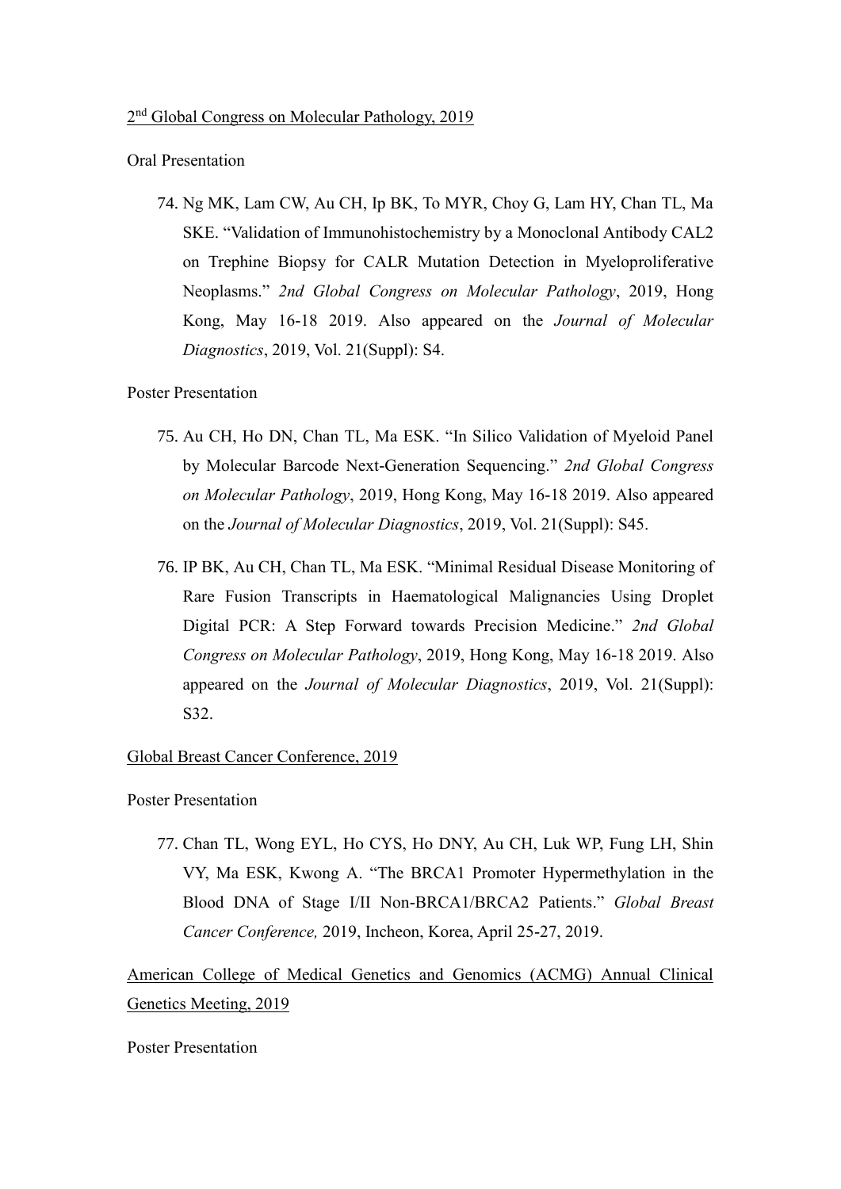2nd Global Congress on Molecular Pathology, 2019

Oral Presentation

74. Ng MK, Lam CW, Au CH, Ip BK, To MYR, Choy G, Lam HY, Chan TL, Ma SKE. "Validation of Immunohistochemistry by a Monoclonal Antibody CAL2 on Trephine Biopsy for CALR Mutation Detection in Myeloproliferative Neoplasms." *2nd Global Congress on Molecular Pathology*, 2019, Hong Kong, May 16-18 2019. Also appeared on the *Journal of Molecular Diagnostics*, 2019, Vol. 21(Suppl): S4.

Poster Presentation

75. Au CH, Ho DN, Chan TL, Ma ESK. "In Silico Validation of Myeloid Panel by Molecular Barcode Next-Generation Sequencing." *2nd Global Congress on Molecular Pathology*, 2019, Hong Kong, May 16-18 2019. Also appeared on the *Journal of Molecular Diagnostics*, 2019, Vol. 21(Suppl): S45.

76. IP BK, Au CH, Chan TL, Ma ESK. "Minimal Residual Disease Monitoring of Rare Fusion Transcripts in Haematological Malignancies Using Droplet Digital PCR: A Step Forward towards Precision Medicine." *2nd Global Congress on Molecular Pathology*, 2019, Hong Kong, May 16-18 2019. Also appeared on the *Journal of Molecular Diagnostics*, 2019, Vol. 21(Suppl): S32.

Global Breast Cancer Conference, 2019

Poster Presentation

77. Chan TL, Wong EYL, Ho CYS, Ho DNY, Au CH, Luk WP, Fung LH, Shin VY, Ma ESK, Kwong A. "The BRCA1 Promoter Hypermethylation in the Blood DNA of Stage I/II Non-BRCA1/BRCA2 Patients." *Global Breast Cancer Conference,* 2019, Incheon, Korea, April 25-27, 2019.

American College of Medical Genetics and Genomics (ACMG) Annual Clinical Genetics Meeting, 2019

Poster Presentation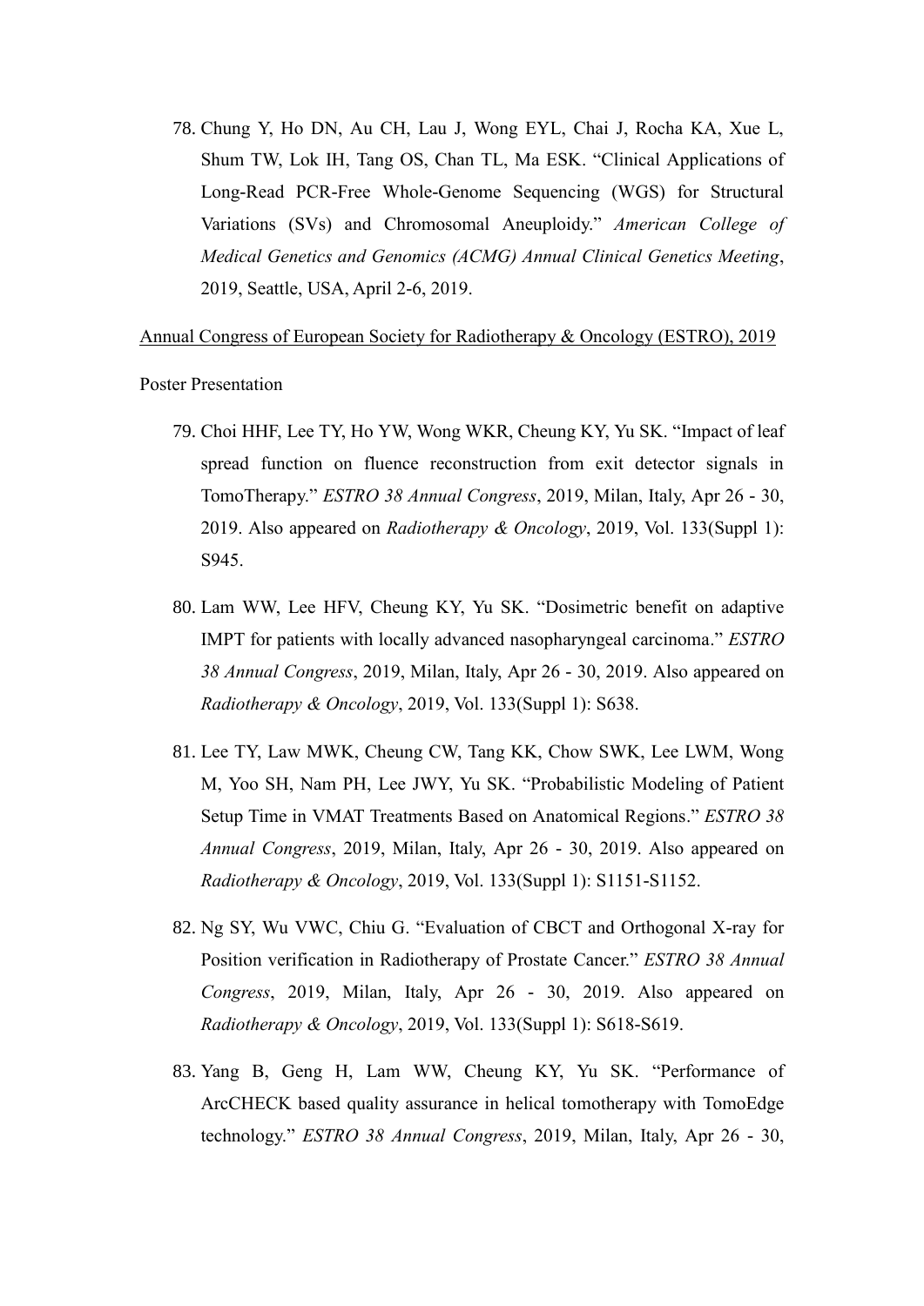78. Chung Y, Ho DN, Au CH, Lau J, Wong EYL, Chai J, Rocha KA, Xue L, Shum TW, Lok IH, Tang OS, Chan TL, Ma ESK. "Clinical Applications of Long-Read PCR-Free Whole-Genome Sequencing (WGS) for Structural Variations (SVs) and Chromosomal Aneuploidy." *American College of Medical Genetics and Genomics (ACMG) Annual Clinical Genetics Meeting*, 2019, Seattle, USA, April 2-6, 2019.

<u>Annual Congress of European Society for Radiotherapy & Oncology (ESTRO), 2019</u>

Poster Presentation

79. Choi HHF, Lee TY, Ho YW, Wong WKR, Cheung KY, Yu SK. "Impact of leaf spread function on fluence reconstruction from exit detector signals in TomoTherapy." *ESTRO 38 Annual Congress*, 2019, Milan, Italy, Apr 26 - 30, 2019. Also appeared on *Radiotherapy & Oncology*, 2019, Vol. 133(Suppl 1): S945.

80. Lam WW, Lee HFV, Cheung KY, Yu SK. "Dosimetric benefit on adaptive IMPT for patients with locally advanced nasopharyngeal carcinoma." *ESTRO 38 Annual Congress*, 2019, Milan, Italy, Apr 26 - 30, 2019. Also appeared on *Radiotherapy & Oncology*, 2019, Vol. 133(Suppl 1): S638.

81. Lee TY, Law MWK, Cheung CW, Tang KK, Chow SWK, Lee LWM, Wong M, Yoo SH, Nam PH, Lee JWY, Yu SK. "Probabilistic Modeling of Patient Setup Time in VMAT Treatments Based on Anatomical Regions." *ESTRO 38 Annual Congress*, 2019, Milan, Italy, Apr 26 - 30, 2019. Also appeared on *Radiotherapy & Oncology*, 2019, Vol. 133(Suppl 1): S1151-S1152.

82. Ng SY, Wu VWC, Chiu G. "Evaluation of CBCT and Orthogonal X-ray for Position verification in Radiotherapy of Prostate Cancer." *ESTRO 38 Annual Congress*, 2019, Milan, Italy, Apr 26 - 30, 2019. Also appeared on *Radiotherapy & Oncology*, 2019, Vol. 133(Suppl 1): S618-S619.

83. Yang B, Geng H, Lam WW, Cheung KY, Yu SK. "Performance of ArcCHECK based quality assurance in helical tomotherapy with TomoEdge technology." *ESTRO 38 Annual Congress*, 2019, Milan, Italy, Apr 26 - 30,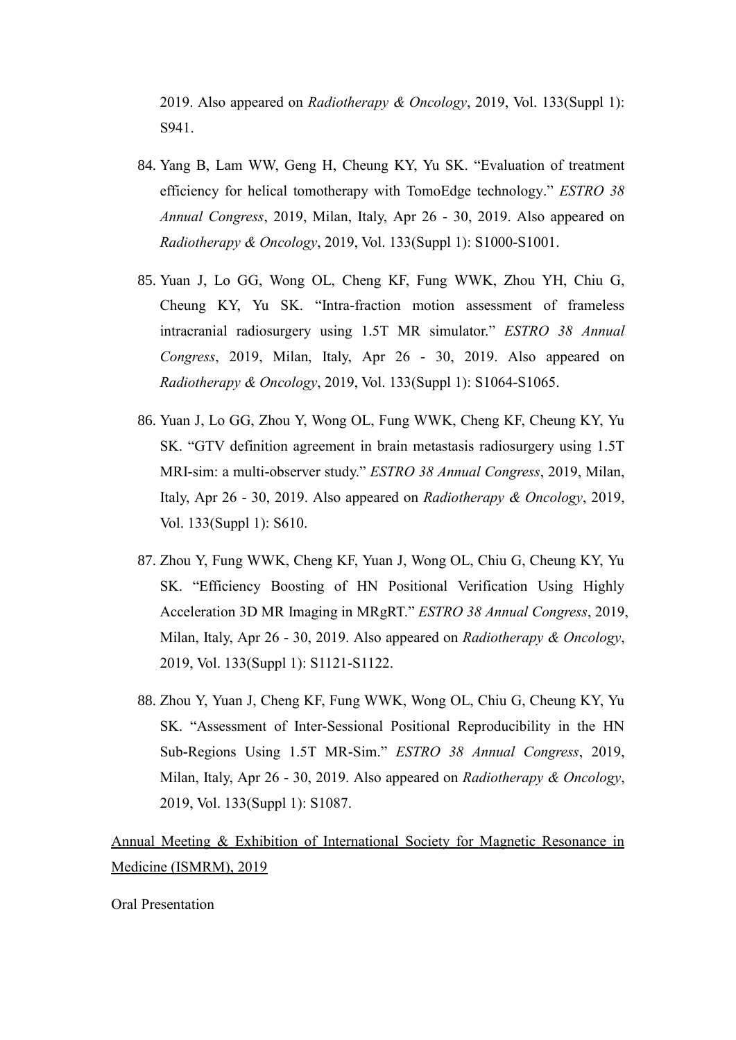2019. Also appeared on *Radiotherapy & Oncology*, 2019, Vol. 133(Suppl 1): S941.

84. Yang B, Lam WW, Geng H, Cheung KY, Yu SK. "Evaluation of treatment efficiency for helical tomotherapy with TomoEdge technology." *ESTRO 38 Annual Congress*, 2019, Milan, Italy, Apr 26 - 30, 2019. Also appeared on *Radiotherapy & Oncology*, 2019, Vol. 133(Suppl 1): S1000-S1001.

85. Yuan J, Lo GG, Wong OL, Cheng KF, Fung WWK, Zhou YH, Chiu G, Cheung KY, Yu SK. "Intra-fraction motion assessment of frameless intracranial radiosurgery using 1.5T MR simulator." *ESTRO 38 Annual Congress*, 2019, Milan, Italy, Apr 26 - 30, 2019. Also appeared on *Radiotherapy & Oncology*, 2019, Vol. 133(Suppl 1): S1064-S1065.

86. Yuan J, Lo GG, Zhou Y, Wong OL, Fung WWK, Cheng KF, Cheung KY, Yu SK. "GTV definition agreement in brain metastasis radiosurgery using 1.5T MRI-sim: a multi-observer study." *ESTRO 38 Annual Congress*, 2019, Milan, Italy, Apr 26 - 30, 2019. Also appeared on *Radiotherapy & Oncology*, 2019, Vol. 133(Suppl 1): S610.

87. Zhou Y, Fung WWK, Cheng KF, Yuan J, Wong OL, Chiu G, Cheung KY, Yu SK. "Efficiency Boosting of HN Positional Verification Using Highly Acceleration 3D MR Imaging in MRgRT." *ESTRO 38 Annual Congress*, 2019, Milan, Italy, Apr 26 - 30, 2019. Also appeared on *Radiotherapy & Oncology*, 2019, Vol. 133(Suppl 1): S1121-S1122.

88. Zhou Y, Yuan J, Cheng KF, Fung WWK, Wong OL, Chiu G, Cheung KY, Yu SK. "Assessment of Inter-Sessional Positional Reproducibility in the HN Sub-Regions Using 1.5T MR-Sim." *ESTRO 38 Annual Congress*, 2019, Milan, Italy, Apr 26 - 30, 2019. Also appeared on *Radiotherapy & Oncology*, 2019, Vol. 133(Suppl 1): S1087.

<u>Annual Meeting & Exhibition of International Society for Magnetic Resonance in Medicine (ISMRM), 2019</u>

Oral Presentation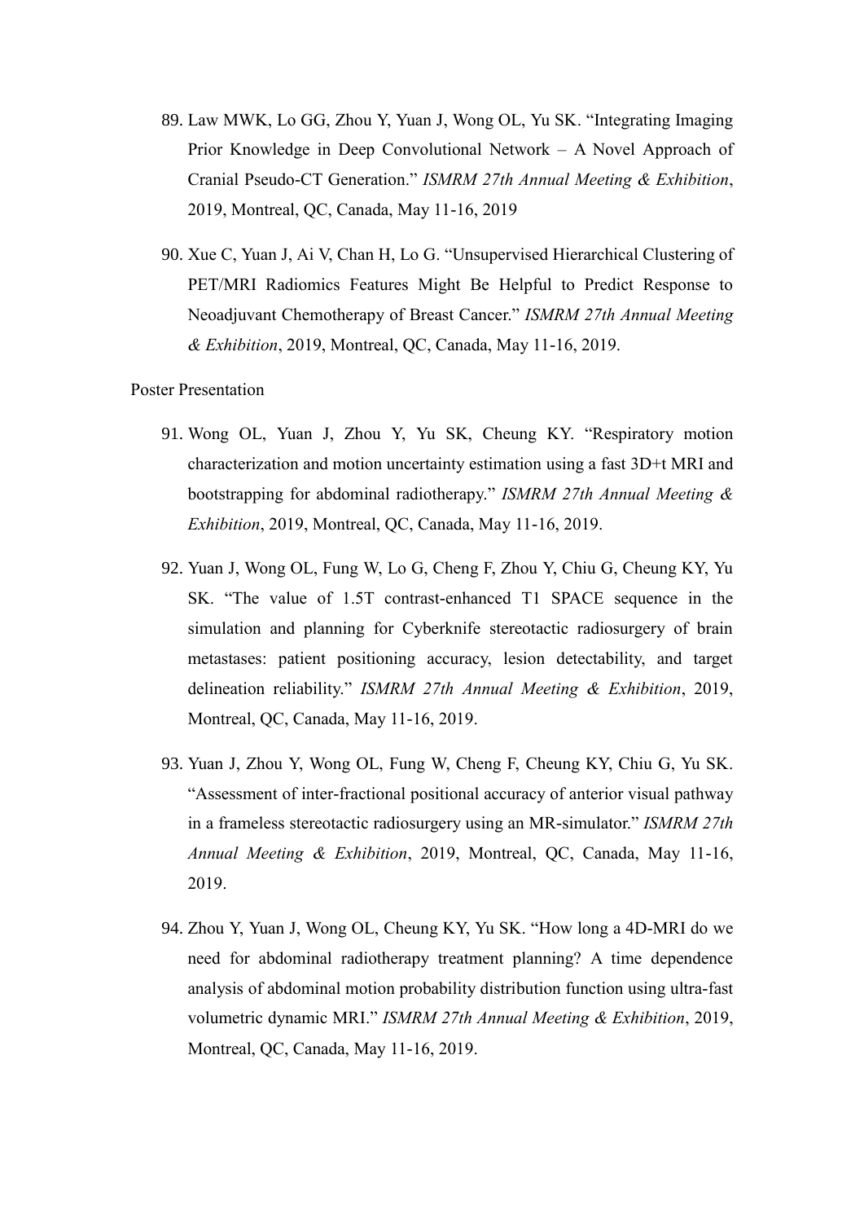89. Law MWK, Lo GG, Zhou Y, Yuan J, Wong OL, Yu SK. "Integrating Imaging Prior Knowledge in Deep Convolutional Network – A Novel Approach of Cranial Pseudo-CT Generation." *ISMRM 27th Annual Meeting & Exhibition*, 2019, Montreal, QC, Canada, May 11-16, 2019

90. Xue C, Yuan J, Ai V, Chan H, Lo G. "Unsupervised Hierarchical Clustering of PET/MRI Radiomics Features Might Be Helpful to Predict Response to Neoadjuvant Chemotherapy of Breast Cancer." *ISMRM 27th Annual Meeting & Exhibition*, 2019, Montreal, QC, Canada, May 11-16, 2019.

Poster Presentation

91. Wong OL, Yuan J, Zhou Y, Yu SK, Cheung KY. "Respiratory motion characterization and motion uncertainty estimation using a fast 3D+t MRI and bootstrapping for abdominal radiotherapy." *ISMRM 27th Annual Meeting & Exhibition*, 2019, Montreal, QC, Canada, May 11-16, 2019.

92. Yuan J, Wong OL, Fung W, Lo G, Cheng F, Zhou Y, Chiu G, Cheung KY, Yu SK. "The value of 1.5T contrast-enhanced T1 SPACE sequence in the simulation and planning for Cyberknife stereotactic radiosurgery of brain metastases: patient positioning accuracy, lesion detectability, and target delineation reliability." *ISMRM 27th Annual Meeting & Exhibition*, 2019, Montreal, QC, Canada, May 11-16, 2019.

93. Yuan J, Zhou Y, Wong OL, Fung W, Cheng F, Cheung KY, Chiu G, Yu SK. "Assessment of inter-fractional positional accuracy of anterior visual pathway in a frameless stereotactic radiosurgery using an MR-simulator." *ISMRM 27th Annual Meeting & Exhibition*, 2019, Montreal, QC, Canada, May 11-16, 2019.

94. Zhou Y, Yuan J, Wong OL, Cheung KY, Yu SK. "How long a 4D-MRI do we need for abdominal radiotherapy treatment planning? A time dependence analysis of abdominal motion probability distribution function using ultra-fast volumetric dynamic MRI." *ISMRM 27th Annual Meeting & Exhibition*, 2019, Montreal, QC, Canada, May 11-16, 2019.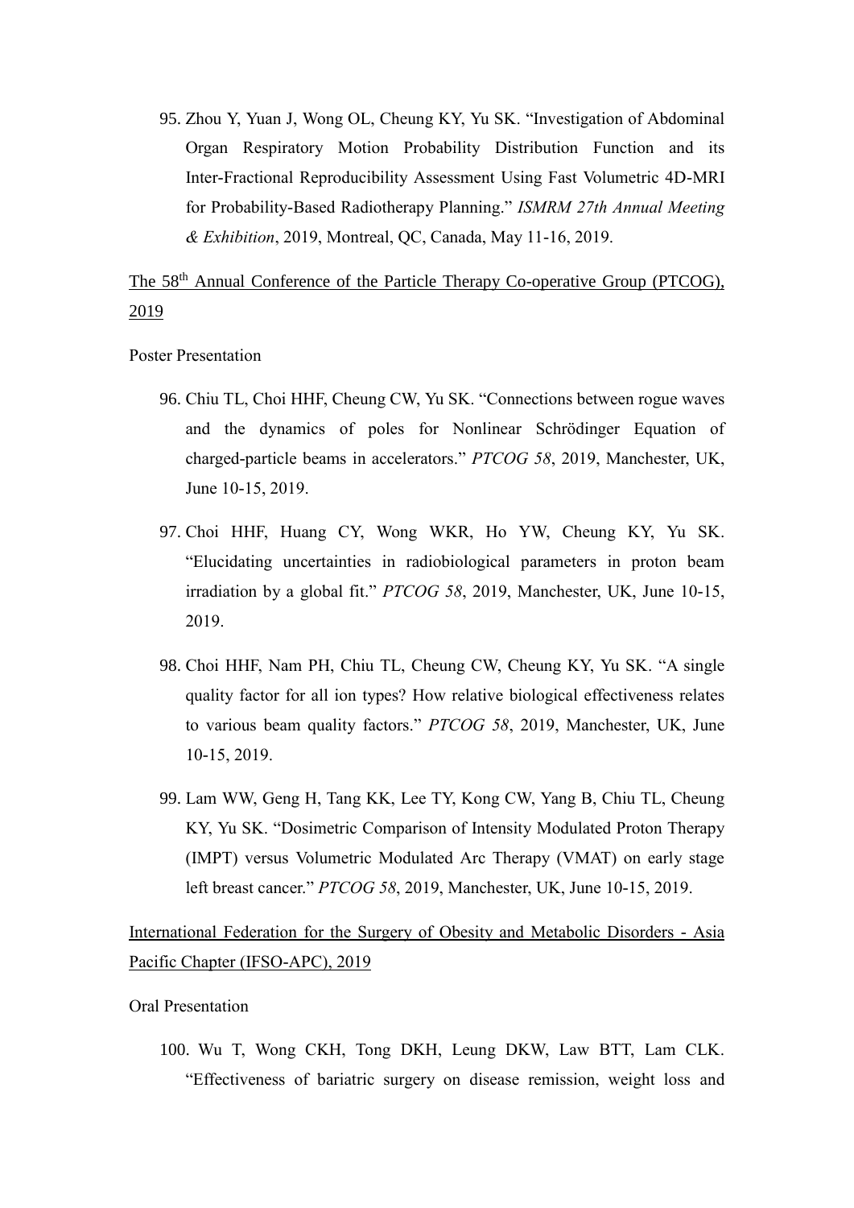95. Zhou Y, Yuan J, Wong OL, Cheung KY, Yu SK. "Investigation of Abdominal Organ Respiratory Motion Probability Distribution Function and its Inter-Fractional Reproducibility Assessment Using Fast Volumetric 4D-MRI for Probability-Based Radiotherapy Planning." *ISMRM 27th Annual Meeting & Exhibition*, 2019, Montreal, QC, Canada, May 11-16, 2019.

<u>The 58th Annual Conference of the Particle Therapy Co-operative Group (PTCOG), 2019</u>

Poster Presentation

96. Chiu TL, Choi HHF, Cheung CW, Yu SK. "Connections between rogue waves and the dynamics of poles for Nonlinear Schrödinger Equation of charged-particle beams in accelerators." *PTCOG 58*, 2019, Manchester, UK, June 10-15, 2019.

97. Choi HHF, Huang CY, Wong WKR, Ho YW, Cheung KY, Yu SK. "Elucidating uncertainties in radiobiological parameters in proton beam irradiation by a global fit." *PTCOG 58*, 2019, Manchester, UK, June 10-15, 2019.

98. Choi HHF, Nam PH, Chiu TL, Cheung CW, Cheung KY, Yu SK. "A single quality factor for all ion types? How relative biological effectiveness relates to various beam quality factors." *PTCOG 58*, 2019, Manchester, UK, June 10-15, 2019.

99. Lam WW, Geng H, Tang KK, Lee TY, Kong CW, Yang B, Chiu TL, Cheung KY, Yu SK. "Dosimetric Comparison of Intensity Modulated Proton Therapy (IMPT) versus Volumetric Modulated Arc Therapy (VMAT) on early stage left breast cancer." *PTCOG 58*, 2019, Manchester, UK, June 10-15, 2019.

<u>International Federation for the Surgery of Obesity and Metabolic Disorders - Asia Pacific Chapter (IFSO-APC), 2019</u>

Oral Presentation

100. Wu T, Wong CKH, Tong DKH, Leung DKW, Law BTT, Lam CLK. "Effectiveness of bariatric surgery on disease remission, weight loss and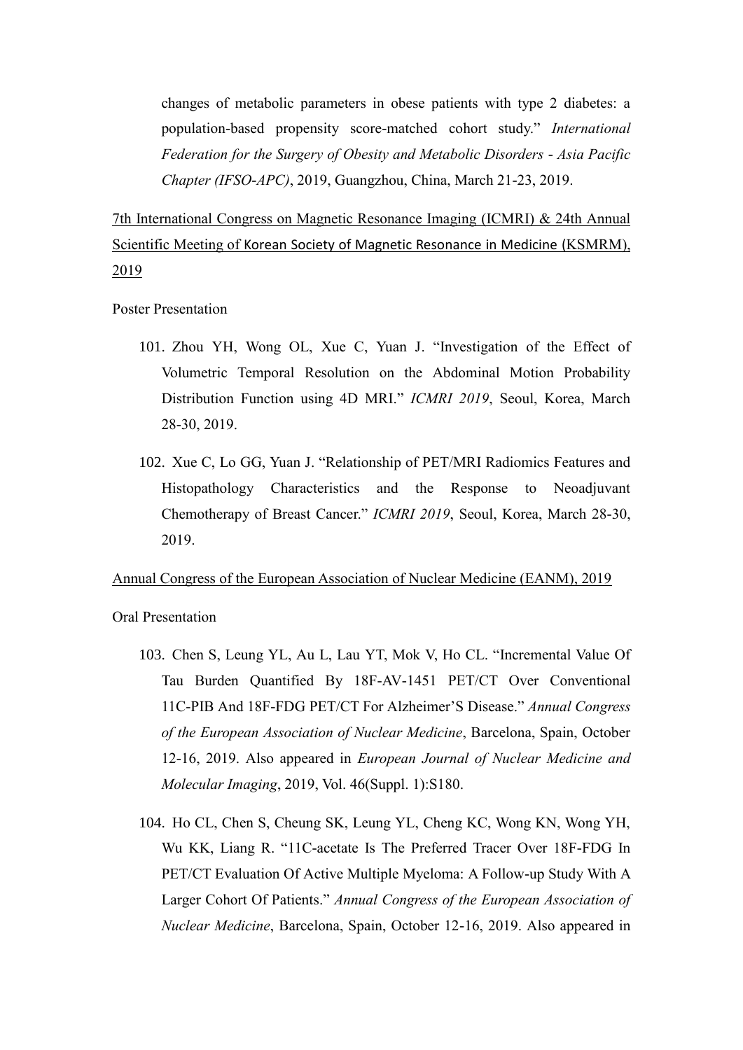changes of metabolic parameters in obese patients with type 2 diabetes: a population-based propensity score-matched cohort study." *International Federation for the Surgery of Obesity and Metabolic Disorders - Asia Pacific Chapter (IFSO-APC)*, 2019, Guangzhou, China, March 21-23, 2019.

<u>7th International Congress on Magnetic Resonance Imaging (ICMRI) & 24th Annual Scientific Meeting of Korean Society of Magnetic Resonance in Medicine (KSMRM), 2019</u>

Poster Presentation

101. Zhou YH, Wong OL, Xue C, Yuan J. "Investigation of the Effect of Volumetric Temporal Resolution on the Abdominal Motion Probability Distribution Function using 4D MRI." *ICMRI 2019*, Seoul, Korea, March 28-30, 2019.

102. Xue C, Lo GG, Yuan J. "Relationship of PET/MRI Radiomics Features and Histopathology Characteristics and the Response to Neoadjuvant Chemotherapy of Breast Cancer." *ICMRI 2019*, Seoul, Korea, March 28-30, 2019.

<u>Annual Congress of the European Association of Nuclear Medicine (EANM), 2019</u>

Oral Presentation

103. Chen S, Leung YL, Au L, Lau YT, Mok V, Ho CL. "Incremental Value Of Tau Burden Quantified By 18F-AV-1451 PET/CT Over Conventional 11C-PIB And 18F-FDG PET/CT For Alzheimer'S Disease." *Annual Congress of the European Association of Nuclear Medicine*, Barcelona, Spain, October 12-16, 2019. Also appeared in *European Journal of Nuclear Medicine and Molecular Imaging*, 2019, Vol. 46(Suppl. 1):S180.

104. Ho CL, Chen S, Cheung SK, Leung YL, Cheng KC, Wong KN, Wong YH, Wu KK, Liang R. "11C-acetate Is The Preferred Tracer Over 18F-FDG In PET/CT Evaluation Of Active Multiple Myeloma: A Follow-up Study With A Larger Cohort Of Patients." *Annual Congress of the European Association of Nuclear Medicine*, Barcelona, Spain, October 12-16, 2019. Also appeared in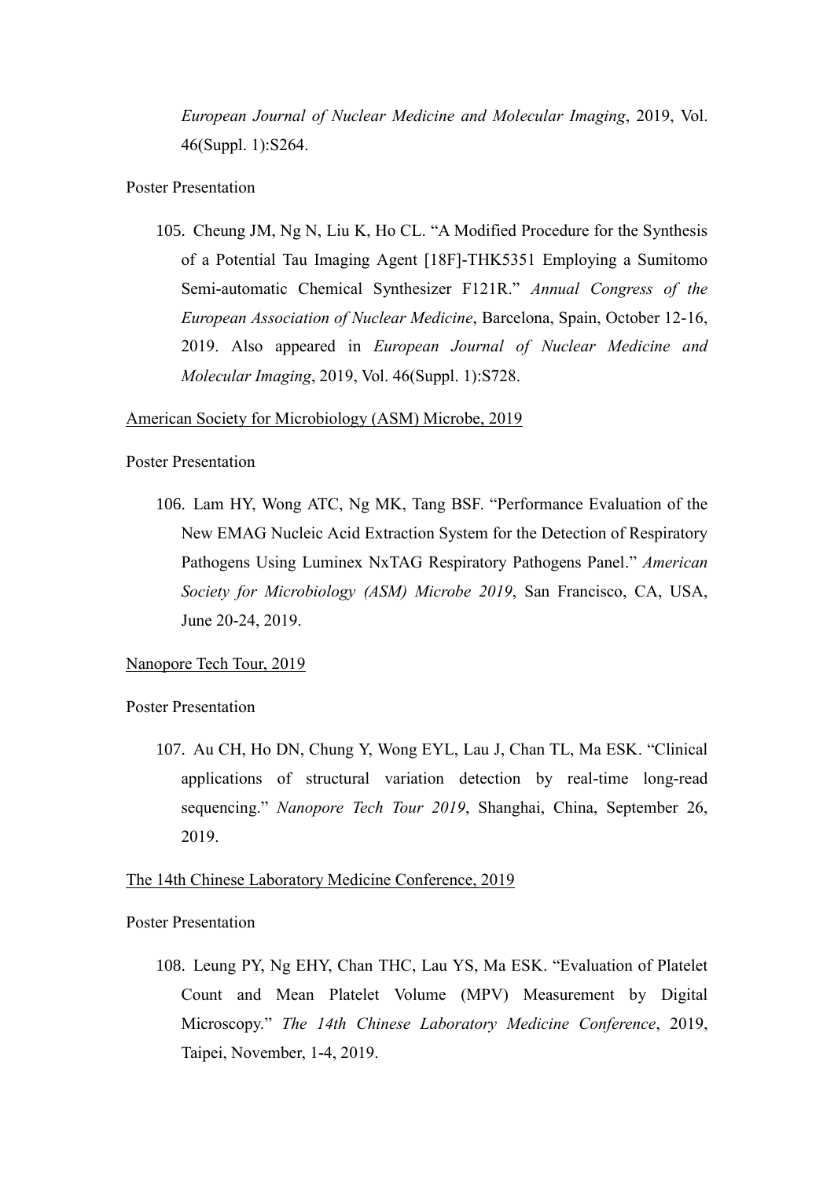*European Journal of Nuclear Medicine and Molecular Imaging*, 2019, Vol. 46(Suppl. 1):S264.

Poster Presentation

105. Cheung JM, Ng N, Liu K, Ho CL. "A Modified Procedure for the Synthesis of a Potential Tau Imaging Agent [18F]-THK5351 Employing a Sumitomo Semi-automatic Chemical Synthesizer F121R." *Annual Congress of the European Association of Nuclear Medicine*, Barcelona, Spain, October 12-16, 2019. Also appeared in *European Journal of Nuclear Medicine and Molecular Imaging*, 2019, Vol. 46(Suppl. 1):S728.

<u>American Society for Microbiology (ASM) Microbe, 2019</u>

Poster Presentation

106. Lam HY, Wong ATC, Ng MK, Tang BSF. "Performance Evaluation of the New EMAG Nucleic Acid Extraction System for the Detection of Respiratory Pathogens Using Luminex NxTAG Respiratory Pathogens Panel." *American Society for Microbiology (ASM) Microbe 2019*, San Francisco, CA, USA, June 20-24, 2019.

<u>Nanopore Tech Tour, 2019</u>

Poster Presentation

107. Au CH, Ho DN, Chung Y, Wong EYL, Lau J, Chan TL, Ma ESK. "Clinical applications of structural variation detection by real-time long-read sequencing." *Nanopore Tech Tour 2019*, Shanghai, China, September 26, 2019.

<u>The 14th Chinese Laboratory Medicine Conference, 2019</u>

Poster Presentation

108. Leung PY, Ng EHY, Chan THC, Lau YS, Ma ESK. "Evaluation of Platelet Count and Mean Platelet Volume (MPV) Measurement by Digital Microscopy." *The 14th Chinese Laboratory Medicine Conference*, 2019, Taipei, November, 1-4, 2019.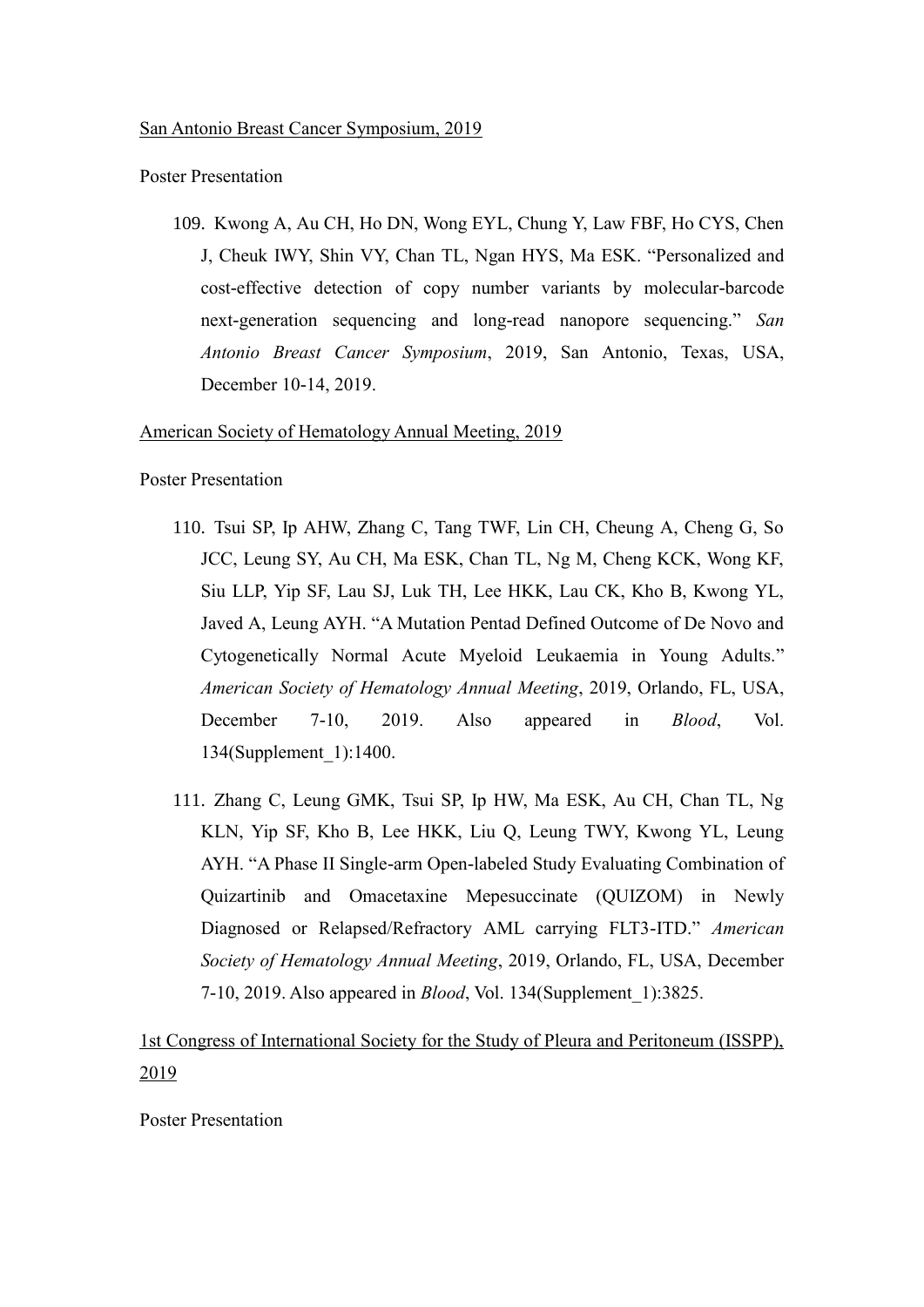San Antonio Breast Cancer Symposium, 2019

Poster Presentation

109. Kwong A, Au CH, Ho DN, Wong EYL, Chung Y, Law FBF, Ho CYS, Chen J, Cheuk IWY, Shin VY, Chan TL, Ngan HYS, Ma ESK. "Personalized and cost-effective detection of copy number variants by molecular-barcode next-generation sequencing and long-read nanopore sequencing." *San Antonio Breast Cancer Symposium*, 2019, San Antonio, Texas, USA, December 10-14, 2019.

American Society of Hematology Annual Meeting, 2019

Poster Presentation

110. Tsui SP, Ip AHW, Zhang C, Tang TWF, Lin CH, Cheung A, Cheng G, So JCC, Leung SY, Au CH, Ma ESK, Chan TL, Ng M, Cheng KCK, Wong KF, Siu LLP, Yip SF, Lau SJ, Luk TH, Lee HKK, Lau CK, Kho B, Kwong YL, Javed A, Leung AYH. "A Mutation Pentad Defined Outcome of De Novo and Cytogenetically Normal Acute Myeloid Leukaemia in Young Adults." *American Society of Hematology Annual Meeting*, 2019, Orlando, FL, USA, December 7-10, 2019. Also appeared in *Blood*, Vol. 134(Supplement_1):1400.

111. Zhang C, Leung GMK, Tsui SP, Ip HW, Ma ESK, Au CH, Chan TL, Ng KLN, Yip SF, Kho B, Lee HKK, Liu Q, Leung TWY, Kwong YL, Leung AYH. "A Phase II Single-arm Open-labeled Study Evaluating Combination of Quizartinib and Omacetaxine Mepesuccinate (QUIZOM) in Newly Diagnosed or Relapsed/Refractory AML carrying FLT3-ITD." *American Society of Hematology Annual Meeting*, 2019, Orlando, FL, USA, December 7-10, 2019. Also appeared in *Blood*, Vol. 134(Supplement_1):3825.

1st Congress of International Society for the Study of Pleura and Peritoneum (ISSPP), 2019

Poster Presentation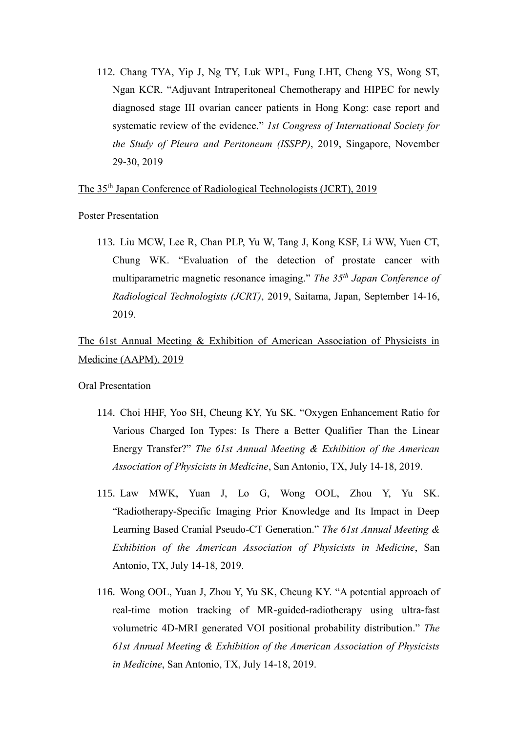112. Chang TYA, Yip J, Ng TY, Luk WPL, Fung LHT, Cheng YS, Wong ST, Ngan KCR. "Adjuvant Intraperitoneal Chemotherapy and HIPEC for newly diagnosed stage III ovarian cancer patients in Hong Kong: case report and systematic review of the evidence." *1st Congress of International Society for the Study of Pleura and Peritoneum (ISSPP)*, 2019, Singapore, November 29-30, 2019

<u>The 35th Japan Conference of Radiological Technologists (JCRT), 2019</u>

Poster Presentation

113. Liu MCW, Lee R, Chan PLP, Yu W, Tang J, Kong KSF, Li WW, Yuen CT, Chung WK. "Evaluation of the detection of prostate cancer with multiparametric magnetic resonance imaging." *The 35th Japan Conference of Radiological Technologists (JCRT)*, 2019, Saitama, Japan, September 14-16, 2019.

<u>The 61st Annual Meeting & Exhibition of American Association of Physicists in Medicine (AAPM), 2019</u>

Oral Presentation

114. Choi HHF, Yoo SH, Cheung KY, Yu SK. "Oxygen Enhancement Ratio for Various Charged Ion Types: Is There a Better Qualifier Than the Linear Energy Transfer?" *The 61st Annual Meeting & Exhibition of the American Association of Physicists in Medicine*, San Antonio, TX, July 14-18, 2019.

115. Law MWK, Yuan J, Lo G, Wong OOL, Zhou Y, Yu SK. "Radiotherapy-Specific Imaging Prior Knowledge and Its Impact in Deep Learning Based Cranial Pseudo-CT Generation." *The 61st Annual Meeting & Exhibition of the American Association of Physicists in Medicine*, San Antonio, TX, July 14-18, 2019.

116. Wong OOL, Yuan J, Zhou Y, Yu SK, Cheung KY. "A potential approach of real-time motion tracking of MR-guided-radiotherapy using ultra-fast volumetric 4D-MRI generated VOI positional probability distribution." *The 61st Annual Meeting & Exhibition of the American Association of Physicists in Medicine*, San Antonio, TX, July 14-18, 2019.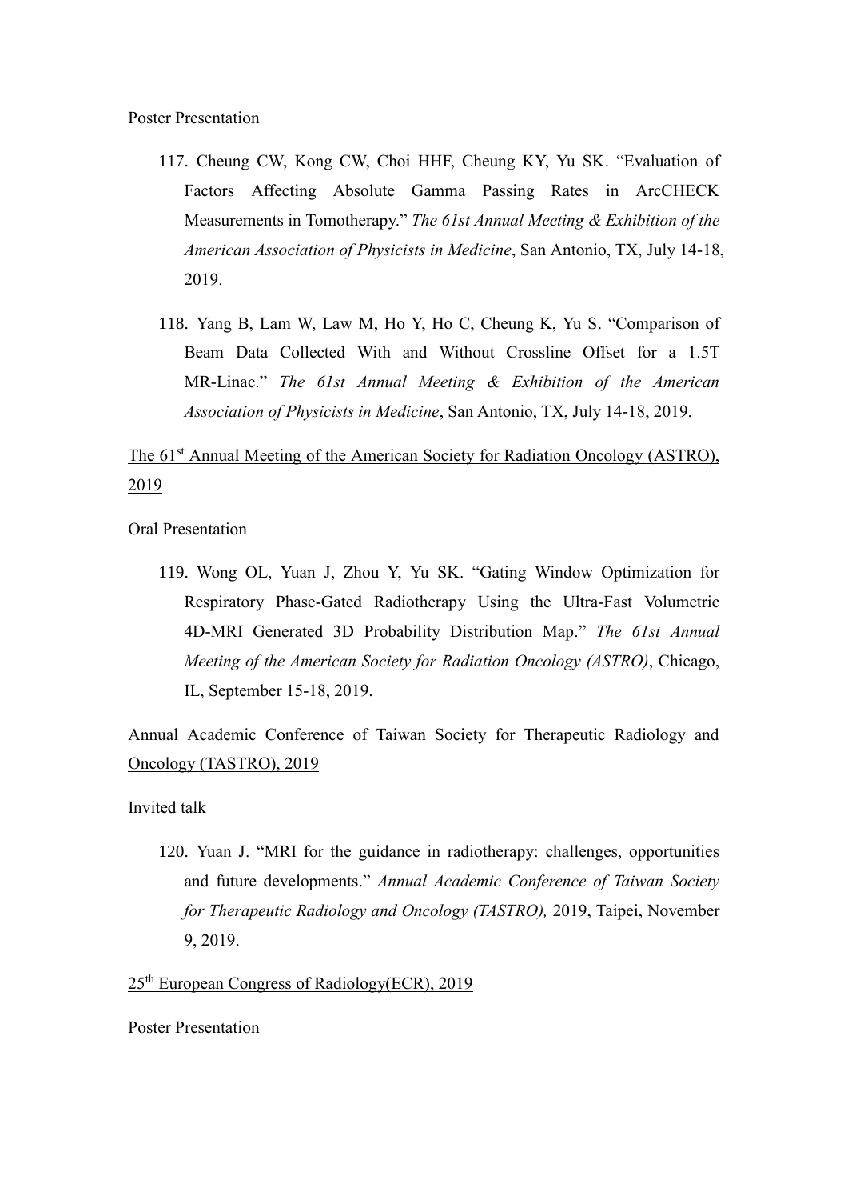Poster Presentation

117. Cheung CW, Kong CW, Choi HHF, Cheung KY, Yu SK. "Evaluation of Factors Affecting Absolute Gamma Passing Rates in ArcCHECK Measurements in Tomotherapy." *The 61st Annual Meeting & Exhibition of the American Association of Physicists in Medicine*, San Antonio, TX, July 14-18, 2019.

118. Yang B, Lam W, Law M, Ho Y, Ho C, Cheung K, Yu S. "Comparison of Beam Data Collected With and Without Crossline Offset for a 1.5T MR-Linac." *The 61st Annual Meeting & Exhibition of the American Association of Physicists in Medicine*, San Antonio, TX, July 14-18, 2019.

<u>The 61st Annual Meeting of the American Society for Radiation Oncology (ASTRO), 2019</u>

Oral Presentation

119. Wong OL, Yuan J, Zhou Y, Yu SK. "Gating Window Optimization for Respiratory Phase-Gated Radiotherapy Using the Ultra-Fast Volumetric 4D-MRI Generated 3D Probability Distribution Map." *The 61st Annual Meeting of the American Society for Radiation Oncology (ASTRO)*, Chicago, IL, September 15-18, 2019.

<u>Annual Academic Conference of Taiwan Society for Therapeutic Radiology and Oncology (TASTRO), 2019</u>

Invited talk

120. Yuan J. "MRI for the guidance in radiotherapy: challenges, opportunities and future developments." *Annual Academic Conference of Taiwan Society for Therapeutic Radiology and Oncology (TASTRO),* 2019, Taipei, November 9, 2019.

<u>25th European Congress of Radiology(ECR), 2019</u>

Poster Presentation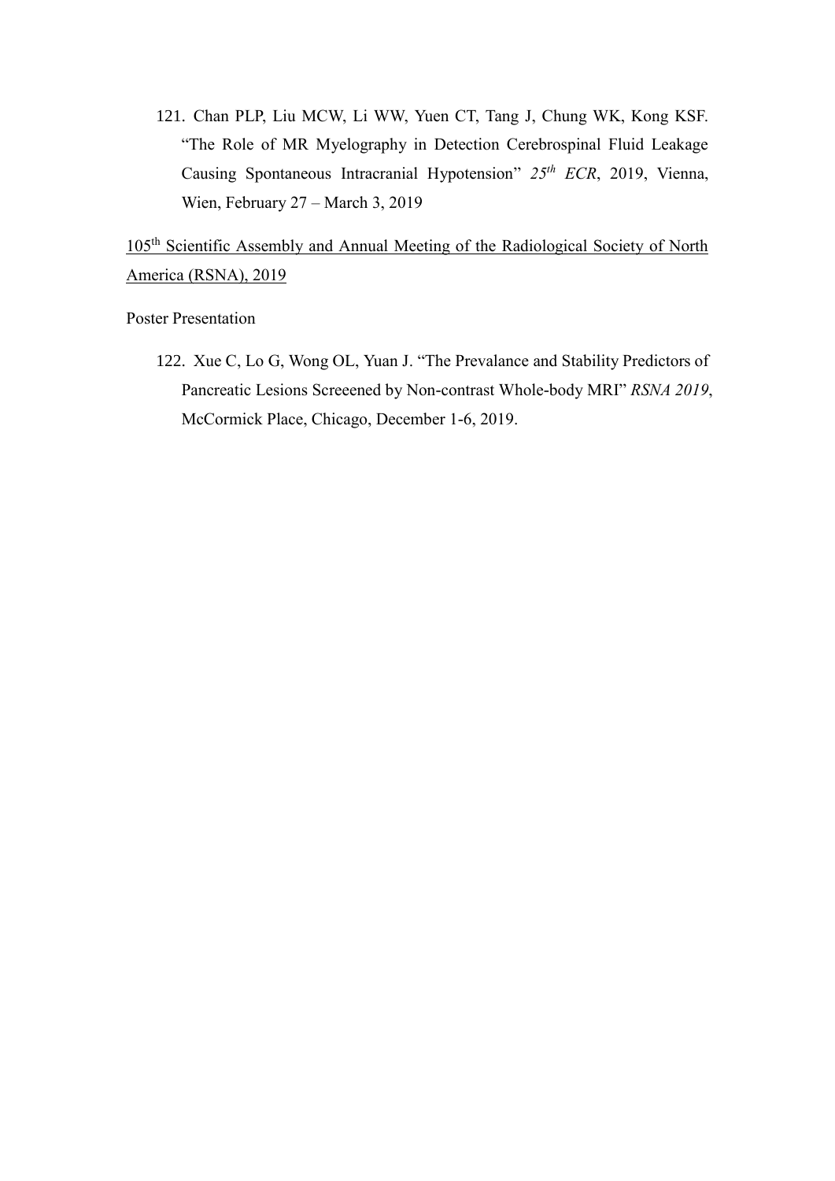121. Chan PLP, Liu MCW, Li WW, Yuen CT, Tang J, Chung WK, Kong KSF. "The Role of MR Myelography in Detection Cerebrospinal Fluid Leakage Causing Spontaneous Intracranial Hypotension" *25th ECR*, 2019, Vienna, Wien, February 27 – March 3, 2019

<u>105th Scientific Assembly and Annual Meeting of the Radiological Society of North America (RSNA), 2019</u>

Poster Presentation

122. Xue C, Lo G, Wong OL, Yuan J. "The Prevalance and Stability Predictors of Pancreatic Lesions Screeened by Non-contrast Whole-body MRI" *RSNA 2019*, McCormick Place, Chicago, December 1-6, 2019.